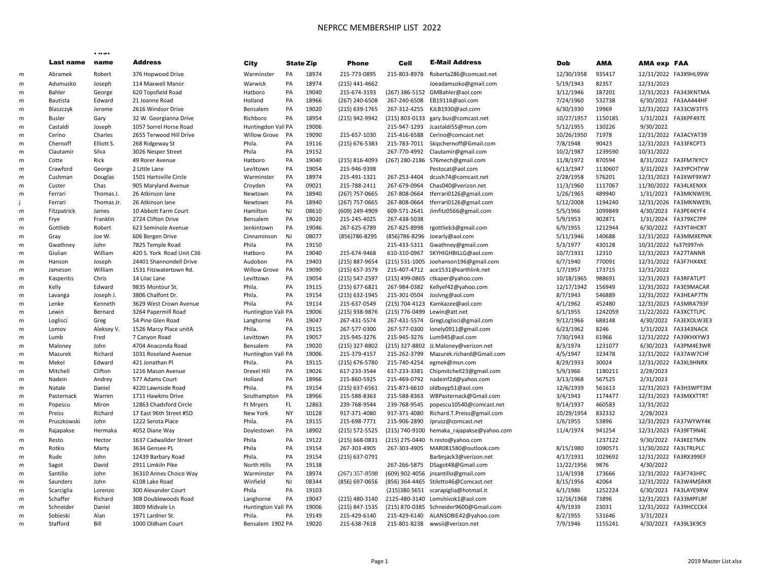# NEPRCC MEMBERSHIP LIST 2022

| | Last name | First name | Address | City | State | Zip | Phone | Cell | E-Mail Address | Dob | AMA | AMA exp | FAA |
|---|---|---|---|---|---|---|---|---|---|---|---|---|---|
| m | Abramek | Robert | 376 Hopwood Drive | Warminster | PA | 18974 | 215-773-0895 | 215-803-8978 | Roberta286@comcast.net | 12/30/1958 | 935417 | 12/31/2022 | FA3X9HL99W |
| m | Adumusko | Joseph | 114 Maxwell Manor | Warwick | PA | 18974 | (215) 441-4662 | | Joeadamusko@gmail.com | 5/19/1943 | 82357 | 12/31/2023 | |
| m | Bahler | George | 620 Topsfield Road | Hatboro | PA | 19040 | 215-674-3193 | (267) 386-5152 | GMBahler@aol.com | 3/12/1946 | 187201 | 12/31/2023 | FA343KNTMA |
| m | Bautista | Edward | 21 Joanne Road | Holland | PA | 18966 | (267) 240-6508 | 267-240-6508 | EB19116@aol.com | 7/24/1960 | 532738 | 6/30/2022 | FA3AA444HF |
| m | Blaszczyk | Jerome | 2616 Windsor Drive | Bensalem | PA | 19020 | (215) 639-1765 | 267-312-4255 | KJLB1930@aol.com | 6/30/1930 | 19969 | 12/31/2022 | FA33CW3TFS |
| m | Busler | Gary | 32 W. Georgianna Drive | Richboro | PA | 18954 | (215) 942-9942 | (215) 803-0133 | gary.bus@comcast.net | 10/27/1957 | 1150185 | 1/31/2023 | FA3KPF497E |
| m | Castaldi | Joseph | 1057 Sorrel Horse Road | Huntingdon Vall | PA | 19006 | | 215-947-1293 | Jcastaldi55@msn.com | 5/12/1955 | 130226 | 9/30/2022 | |
| m | Cerino | Charles | 2655 Terwood Hill Drive | Willow Grove | PA | 19090 | 215-657-1030 | 215-416-6588 | Cerino@comcast.net | 10/26/1950 | 71978 | 12/31/2022 | FA3ACYAT39 |
| m | Chernoff | Elliott S. | 268 Ridgeway St | Phila. | PA | 19116 | (215) 676-5383 | 215-783-7011 | Skipchernoff@Gmail.com | 7/8/1948 | 90423 | 12/31/2023 | FA33FKCPT3 |
| m | Clautamir | Silva | 3026 Nesper Street | Phila | PA | 19152 | | 267-770-4992 | Clautamir@gmail.com | 10/2/1987 | 1239590 | 10/31/2022 | |
| m | Cotte | Rick | 49 Rorer Avenue | Hatboro | PA | 19040 | (215) 816-4093 | (267) 280-2186 | S76mech@gmail.com | 11/8/1972 | 870594 | 8/31/2022 | FA3FM7KYCY |
| m | Crawford | George | 2 Little Lane | Levittown | PA | 19054 | 215-946-9398 | | Pestocat@aol.com | 6/13/1947 | 1130607 | 3/31/2023 | FA3YPCHTYW |
| m | Cushman | Douglas | 1501 Hartsville Circle | Warminster | PA | 18974 | 215-491-1321 | 267-253-4404 | dcush74@comcast.net | 2/28/1958 | 576201 | 12/31/2023 | FA3XWF9XW7 |
| m | Custer | Chas | 905 Maryland Avenue | Croyden | PA | 09021 | 215-788-2411 | 267-679-0964 | Chas040@verizon.net | 11/3/1960 | 1117067 | 11/30/2022 | FA34LXENXX |
| m | Ferrari | Thomas J. | 26 Atkinson lane | Newtown | PA | 18940 | (267) 757-0665 | 267-808-0664 | tferrari0126@gmail.com | 1/26/1965 | 489940 | 1/31/2023 | FA3MKNWE9L |
| j | Ferrari | Thomas Jr. | 26 Atkinson lane | Newtown | PA | 18940 | (267) 757-0665 | 267-808-0664 | tferrari0126@gmail.com | 5/12/2008 | 1194240 | 12/31/2026 | FA3MKNWE9L |
| m | Fitzpatrick | James | 10 Abbott Farm Court | Hamilton | NJ | 08610 | (609) 249-4909 | 609-571-2641 | Jimfitz0566@gmail.com | 5/5/1966 | 1099849 | 4/30/2023 | FA3PE4KYF4 |
| m | Frye | Franklin | 2724 Clifton Drive | Bensalem | PA | 19020 | 215-245-4025 | 267-438-5038 | | 5/9/1953 | 902871 | 1/31/2024 | FA379XC7PP |
| m | Gottlieb | Robert | 623 Seminole Avenue | Jenkintown | PA | 19046 | 267-625-6789 | 267-825-8998 | rgottlieb3@gmail.com | 6/9/1955 | 1212944 | 6/30/2022 | FA3YT4HCRT |
| m | Gray | Joe W. | 606 Bergen Drive | Cinnaminson | NJ | 08077 | (856)786-8295 | (856)786-8296 | Joearly@aol.com | 5/11/1946 | 140688 | 12/31/2022 | FA3MMXEPNR |
| m | Gwathney | John | 7825 Temple Road | Phila | PA | 19150 | | 215-433-5311 | Gwathney@gmail.com | 5/3/1977 | 430128 | 10/31/2022 | fa37t997nh |
| m | Giulian | William | 420 S. York Road Unit C36 | Hatboro | PA | 19040 | 215-674-9468 | 610-310-0967 | SKYHIGHBILLG@aol.com | 10/7/1931 | 12310 | 12/31/2023 | FA27TANNR |
| m | Hanson | Joseph | 24401 Shannondell Drive | Audobon | PA | 19403 | (215) 887-9654 | (215) 531-1005 | Joehanson196@gmail.com | 6/7/1940 | 770091 | 12/31/2022 | FA3F7HX4XE |
| m | Jameson | William | 1531 Fitzwatertown Rd. | Willow Grove | PA | 19090 | (215) 657-3579 | 215-407-4712 | ace1531@earthlink.net | 1/7/1957 | 173715 | 12/31/2022 | |
| m | Kasperitis | Chris | 14 Lilac Lane | Levittown | PA | 19054 | (215) 547-2597 | (215) 499-0865 | ctkaper@yahoo.com | 10/18/1965 | 988691 | 12/31/2023 | FA3RFATLPT |
| m | Kelly | Edward | 9835 Montour St. | Phila. | PA | 19115 | (215) 677-6821 | 267-984-0382 | Kellyef42@yahoo.com | 12/17/1942 | 156949 | 12/31/2022 | FA3E9MACAR |
| m | Lavanga | Joseph J. | 3806 Chalfont Dr. | Phila. | PA | 19154 | (215) 632-1945 | 215-301-0504 | Joslvng@aol.com | 8/7/1943 | 546889 | 12/31/2022 | FA3HEAP7TN |
| m | Lenke | Kenneth | 3629 West Crown Avenue | Phila. | PA | 19114 | 215-637-0549 | (215) 704-4123 | Kamkazee@aol.com | 4/1/1962 | 452480 | 12/31/2023 | FA3MRA793F |
| m | Lewin | Bernard | 3264 Papermill Road | Huntington Vall | PA | 19006 | (215) 938-9876 | (215) 776-0499 | Lewin@att.net | 6/1/1955 | 1242059 | 11/22/2022 | FA3XCTTLPC |
| m | Loglisci | Greg | 54 Pine Glen Road | Langhorne | PA | 19047 | 267-431-5574 | 267-431-5574 | GregLoglisci@gmail.com | 9/12/1966 | 688148 | 4/30/2022 | FA3EXOLW3E3 |
| m | Lomov | Aleksey V. | 1526 Marcy Place unitA | Phila. | PA | 19115 | 267-577-0300 | 267-577-0300 | lonely0911@gmail.com | 6/23/1962 | 8246 | 1/31/2023 | FA3343NACX |
| m | Lumb | Fred | 7 Canyon Road | Levittown | PA | 19057 | 215-945-3276 | 215-945-3276 | Lum945@aol.com | 7/30/1943 | 61966 | 12/31/2022 | FA39KHXYW3 |
| m | Maloney | John | 4704 Anaconda Road | Bensalem | PA | 19020 | (215) 327-8802 | (215) 327-8802 | JJ.Maloney@verizon.net | 8/3/1974 | 1231077 | 6/30/2023 | FA3PM4E3WR |
| m | Mazurek | Richard | 1031 Roseland Avenue | Huntington Vall | PA | 19006 | 215-379-4157 | 215-262-3799 | Mazurek.richard@Gmail.com | 4/5/1947 | 323478 | 12/31/2022 | FA37AW7CHF |
| m | Mekel | Edward | 421 Jonathan Pl | Phila. | PA | 19115 | (215) 676-5780 | 215-740-4254 | egmek@msn.com | 8/29/1933 | 30024 | 12/31/2022 | FA3XL9HNRX |
| m | Mitchell | Clifton | 1216 Mason Avenue | Drexel Hill | PA | 19026 | 617-233-3544 | 617-233-3381 | Chipmitchell23@gmail.com | 5/9/1966 | 1180211 | 2/28/2023 | |
| m | Nadein | Andrey | 577 Adams Court | Holland | PA | 18966 | 215-860-5925 | 215-469-0792 | nadeinf2d@yahoo.com | 3/13/1968 | 567525 | 2/31/2023 | |
| m | Natale | Daniel | 4220 Lawnside Road | Phila. | PA | 19154 | (215) 637-6561 | 215-873-6610 | oldboyp51@aol.com | 12/6/1939 | 561613 | 12/31/2023 | FA3H3WPT3M |
| m | Pasternack | Warren | 1711 Hawkins Drive | Southampton | PA | 18966 | 215-588-8363 | 215-588-8363 | WBPasternack@Gmail.com | 3/4/1943 | 1174477 | 12/31/2023 | FA3MXTTRT |
| m | Popescu | Miron | 12863 Chadsford Circle | Ft Mryers | FL | 12863 | 239-768-9544 | 239-768-9545 | popescu10540@comcast.net | 9/14/1937 | 460583 | 12/31/2022 | |
| m | Preiss | Richard | 17 East 96th Street #5D | New York | NY | 10128 | 917-371-4080 | 917-371-4080 | Richard.T.Preiss@gmail.com | 10/29/1954 | 832332 | 2/28/2023 | |
| m | Pruszkowski | John | 1222 Serota Place | Phila. | PA | 19115 | 215-698-7771 | 215-906-2890 | Jprusz@comcast.net | 1/6/1955 | 53896 | 12/31/2023 | FA37WYWY4K |
| m | Rajapakse | Hermaka | 4052 Diane Way | Doylestown | PA | 18902 | (215) 572-5525 | (215) 740-9100 | hemaka_rajapakse@yahoo.com | 11/4/1974 | 941254 | 12/31/2023 | FA39FT9N4E |
| m | Resto | Hector | 1637 Cadwallder Street | Phila | PA | 19122 | (215) 668-0831 | (215) 275-0440 | h.resto@yahoo.com | | 1237122 | 9/30/2022 | FA3KEETMN |
| m | Rotkis | Marty | 3634 Gensee PL | Phila | PA | 19154 | 267-303-4905 | 267-303-4905 | MAR081580@outlook.com | 8/15/1980 | 1090571 | 11/30/2022 | FA3LTRLPLC |
| m | Rude | John | 12439 Barbary Road | Phila. | PA | 19154 | (215) 637-0791 | | Barbnjack3@verizon.net | 4/17/1931 | 1029692 | 12/31/2022 | FA3RX399EF |
| m | Sagot | David | 2911 Limkiln Pike | North Hills | PA | 19138 | | 267-266-5875 | DSagot48@Gmail.com | 11/22/1956 | 9876 | 4/30/2022 | |
| m | Santillo | John | 36310 Annes Choice Way | Warminster | PA | 18974 | (267) 357-8598 | (609) 902-4056 | jnsantillo@gmail.com | 11/4/1938 | 173666 | 12/31/2022 | FA3F743HFC |
| m | Saunders | John | 6108 Lake Road | Winfield | NJ | 08344 | (856) 697-0656 | (856) 364-4465 | Stiletto46@Comcast.net | 8/15/1956 | 42064 | 12/31/2022 | FA3W4M$RKR |
| m | Scarciglia | Lorenzo | 300 Alexander Court | Phila | PA | 19103 | | (215)380.5651 | scarapiglia@hotmail.it | 6/1/1986 | 1252224 | 6/30/2023 | FA3LAYE9RW |
| m | Schaffer | Richard | 308 Doublewoods Road | Langhorne | PA | 19047 | (215) 480-3140 | 2125-480-3140 | Lomshivok1@aol.com | 12/16/1968 | 73896 | 12/31/2023 | FA33MPFLRF |
| m | Schneider | Daniel | 3809 Midvale Ln | Huntington Vall | PA | 19006 | (215) 847-1535 | (215) 870-0385 | Schneider9600@Gmail.com | 4/9/1939 | 23031 | 12/31/2022 | FA39HCCCK4 |
| m | Sobieski | Alan | 1971 Lardner St. | Phila. | PA | 19149 | 215-429-6140 | 215-429-6140 | ALANSOBIE42@yahoo.com | 8/2/1955 | 531646 | 3/31/2023 | |
| m | Stafford | Bill | 1000 Oldham Court | Bensalem 1902 | PA | 19020 | 215-638-7618 | 215-801-8238 | wwsii@verizon.net | 7/9/1946 | 1155241 | 4/30/2023 | FA39L3K9C9 |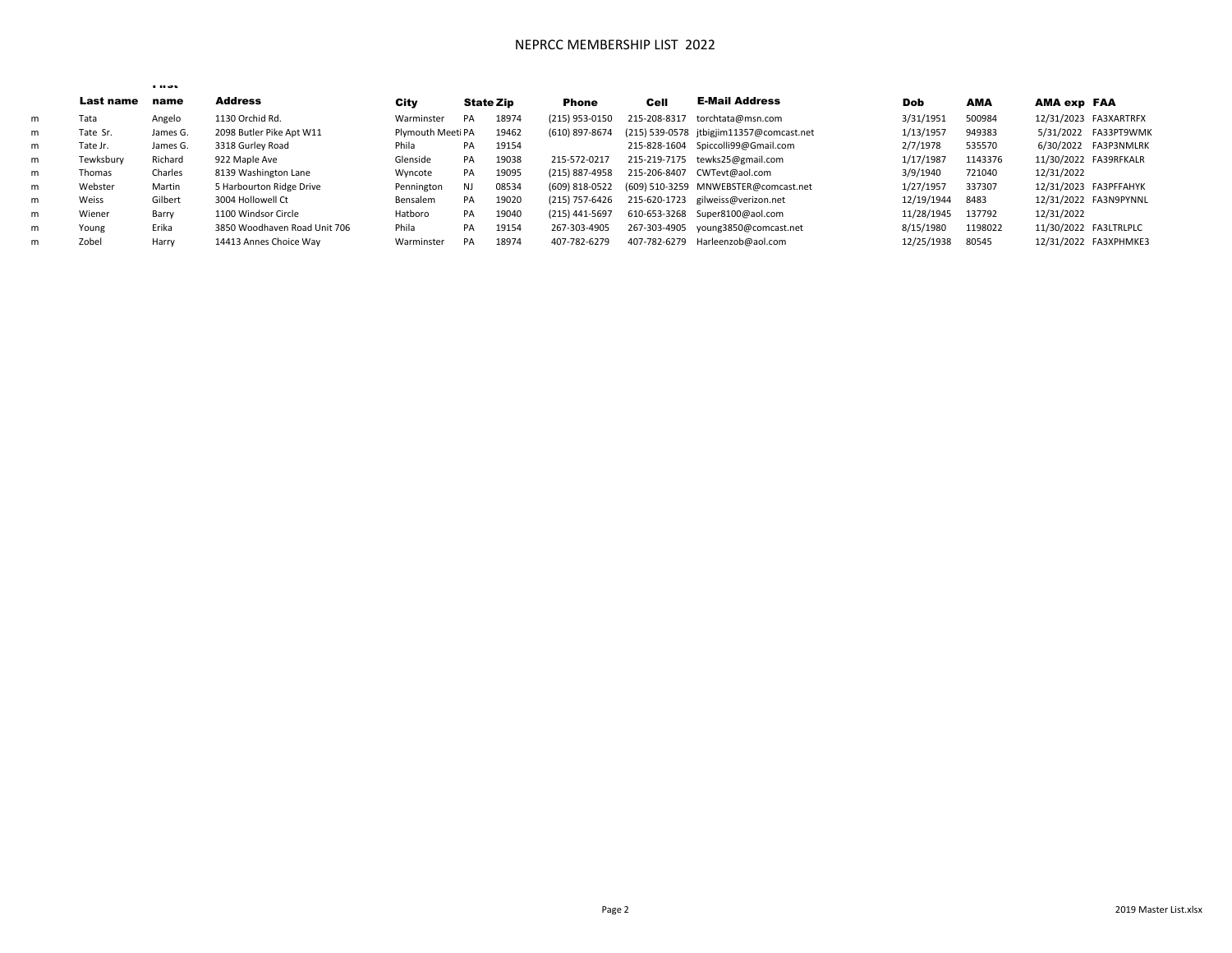# NEPRCC MEMBERSHIP LIST 2022

| | Last name | First name | Address | City | State | Zip | Phone | Cell | E-Mail Address | Dob | AMA | AMA exp | FAA |
|---|---|---|---|---|---|---|---|---|---|---|---|---|---|
| m | Tata | Angelo | 1130 Orchid Rd. | Warminster | PA | 18974 | (215) 953-0150 | 215-208-8317 | torchtata@msn.com | 3/31/1951 | 500984 | 12/31/2023 | FA3XARTRFX |
| m | Tate Sr. | James G. | 2098 Butler Pike Apt W11 | Plymouth Meeti | PA | 19462 | (610) 897-8674 | (215) 539-0578 | jtbigjim11357@comcast.net | 1/13/1957 | 949383 | 5/31/2022 | FA33PT9WMK |
| m | Tate Jr. | James G. | 3318 Gurley Road | Phila | PA | 19154 | | 215-828-1604 | Spiccolli99@Gmail.com | 2/7/1978 | 535570 | 6/30/2022 | FA3P3NMLRK |
| m | Tewksbury | Richard | 922 Maple Ave | Glenside | PA | 19038 | 215-572-0217 | 215-219-7175 | tewks25@gmail.com | 1/17/1987 | 1143376 | 11/30/2022 | FA39RFKALR |
| m | Thomas | Charles | 8139 Washington Lane | Wyncote | PA | 19095 | (215) 887-4958 | 215-206-8407 | CWTevt@aol.com | 3/9/1940 | 721040 | 12/31/2022 | |
| m | Webster | Martin | 5 Harbourton Ridge Drive | Pennington | NJ | 08534 | (609) 818-0522 | (609) 510-3259 | MNWEBSTER@comcast.net | 1/27/1957 | 337307 | 12/31/2023 | FA3PFFAHYK |
| m | Weiss | Gilbert | 3004 Hollowell Ct | Bensalem | PA | 19020 | (215) 757-6426 | 215-620-1723 | gilweiss@verizon.net | 12/19/1944 | 8483 | 12/31/2022 | FA3N9PYNNL |
| m | Wiener | Barry | 1100 Windsor Circle | Hatboro | PA | 19040 | (215) 441-5697 | 610-653-3268 | Super8100@aol.com | 11/28/1945 | 137792 | 12/31/2022 | |
| m | Young | Erika | 3850 Woodhaven Road Unit 706 | Phila | PA | 19154 | 267-303-4905 | 267-303-4905 | young3850@comcast.net | 8/15/1980 | 1198022 | 11/30/2022 | FA3LTRLPLC |
| m | Zobel | Harry | 14413 Annes Choice Way | Warminster | PA | 18974 | 407-782-6279 | 407-782-6279 | Harleenzob@aol.com | 12/25/1938 | 80545 | 12/31/2022 | FA3XPHMKE3 |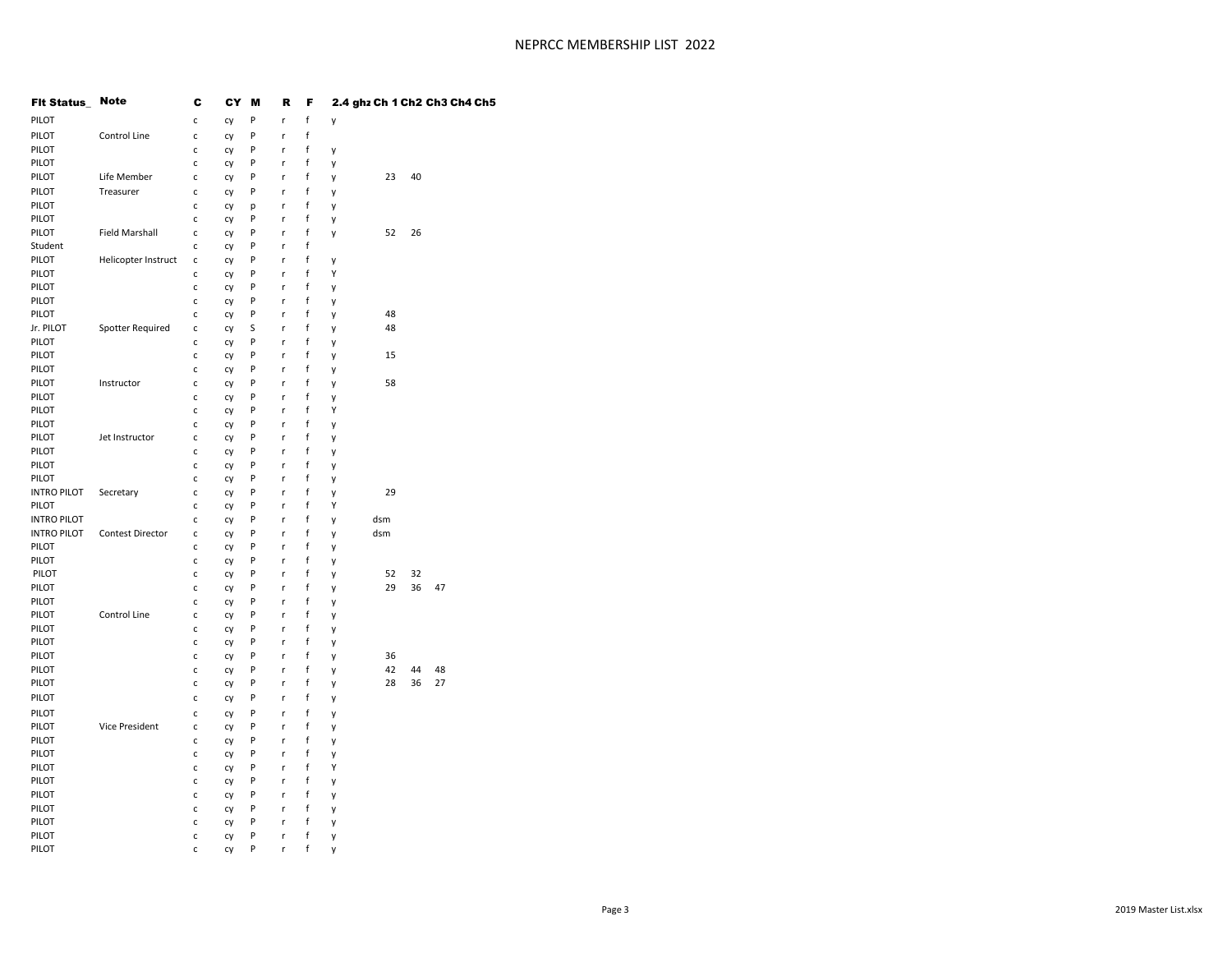# NEPRCC MEMBERSHIP LIST 2022

| Flt Status_ | Note | C | CY | M | R | F | 2.4 ghz | Ch 1 | Ch2 | Ch3 | Ch4 | Ch5 |
|---|---|---|---|---|---|---|---|---|---|---|---|---|
| PILOT | | c | cy | P | r | f | y | | | | | |
| PILOT | Control Line | c | cy | P | r | f | | | | | | |
| PILOT | | c | cy | P | r | f | y | | | | | |
| PILOT | | c | cy | P | r | f | y | | | | | |
| PILOT | Life Member | c | cy | P | r | f | y | 23 | 40 | | | |
| PILOT | Treasurer | c | cy | P | r | f | y | | | | | |
| PILOT | | c | cy | p | r | f | y | | | | | |
| PILOT | | c | cy | P | r | f | y | | | | | |
| PILOT | Field Marshall | c | cy | P | r | f | y | 52 | 26 | | | |
| Student | | c | cy | P | r | f | | | | | | |
| PILOT | Helicopter Instruct | c | cy | P | r | f | y | | | | | |
| PILOT | | c | cy | P | r | f | Y | | | | | |
| PILOT | | c | cy | P | r | f | y | | | | | |
| PILOT | | c | cy | P | r | f | y | | | | | |
| PILOT | | c | cy | P | r | f | y | 48 | | | | |
| Jr. PILOT | Spotter Required | c | cy | S | r | f | y | 48 | | | | |
| PILOT | | c | cy | P | r | f | y | | | | | |
| PILOT | | c | cy | P | r | f | y | 15 | | | | |
| PILOT | | c | cy | P | r | f | y | | | | | |
| PILOT | Instructor | c | cy | P | r | f | y | 58 | | | | |
| PILOT | | c | cy | P | r | f | y | | | | | |
| PILOT | | c | cy | P | r | f | Y | | | | | |
| PILOT | | c | cy | P | r | f | y | | | | | |
| PILOT | Jet Instructor | c | cy | P | r | f | y | | | | | |
| PILOT | | c | cy | P | r | f | y | | | | | |
| PILOT | | c | cy | P | r | f | y | | | | | |
| PILOT | | c | cy | P | r | f | y | | | | | |
| INTRO PILOT | Secretary | c | cy | P | r | f | y | 29 | | | | |
| PILOT | | c | cy | P | r | f | Y | | | | | |
| INTRO PILOT | | c | cy | P | r | f | y | dsm | | | | |
| INTRO PILOT | Contest Director | c | cy | P | r | f | y | dsm | | | | |
| PILOT | | c | cy | P | r | f | y | | | | | |
| PILOT | | c | cy | P | r | f | y | | | | | |
| PILOT | | c | cy | P | r | f | y | 52 | 32 | | | |
| PILOT | | c | cy | P | r | f | y | 29 | 36 | 47 | | |
| PILOT | | c | cy | P | r | f | y | | | | | |
| PILOT | Control Line | c | cy | P | r | f | y | | | | | |
| PILOT | | c | cy | P | r | f | y | | | | | |
| PILOT | | c | cy | P | r | f | y | | | | | |
| PILOT | | c | cy | P | r | f | y | 36 | | | | |
| PILOT | | c | cy | P | r | f | y | 42 | 44 | 48 | | |
| PILOT | | c | cy | P | r | f | y | 28 | 36 | 27 | | |
| PILOT | | c | cy | P | r | f | y | | | | | |
| PILOT | | c | cy | P | r | f | y | | | | | |
| PILOT | Vice President | c | cy | P | r | f | y | | | | | |
| PILOT | | c | cy | P | r | f | y | | | | | |
| PILOT | | c | cy | P | r | f | y | | | | | |
| PILOT | | c | cy | P | r | f | Y | | | | | |
| PILOT | | c | cy | P | r | f | y | | | | | |
| PILOT | | c | cy | P | r | f | y | | | | | |
| PILOT | | c | cy | P | r | f | y | | | | | |
| PILOT | | c | cy | P | r | f | y | | | | | |
| PILOT | | c | cy | P | r | f | y | | | | | |
| PILOT | | c | cy | P | r | f | y | | | | | |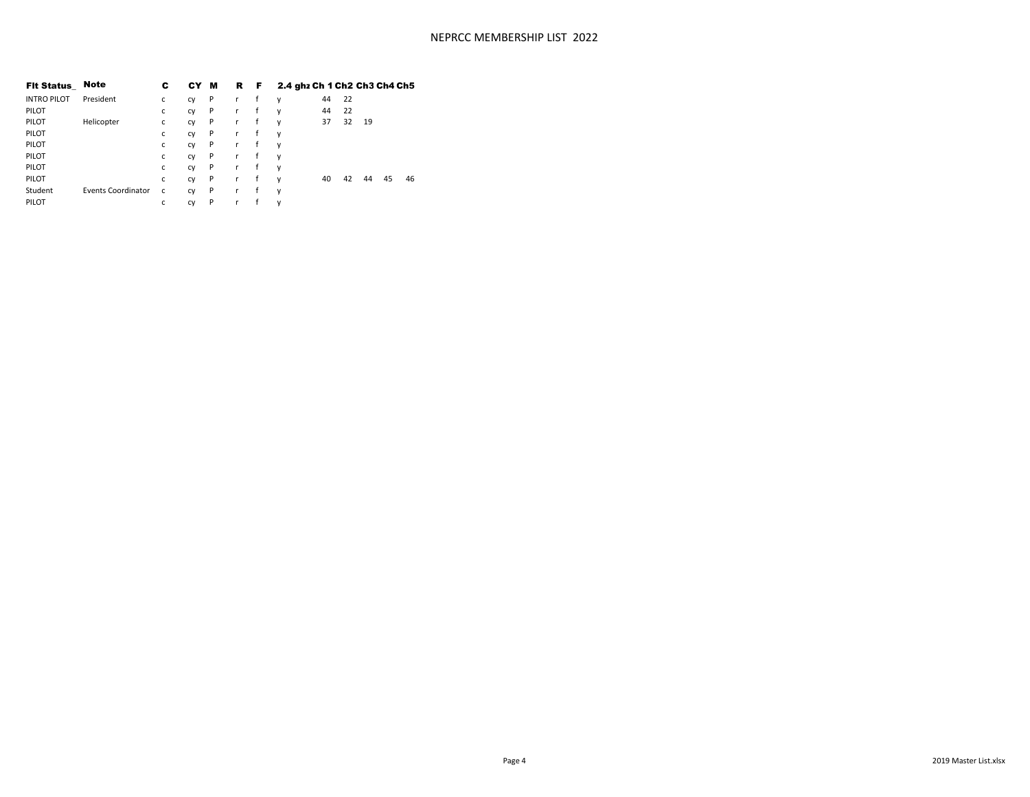# NEPRCC MEMBERSHIP LIST 2022

| Flt Status_ | Note | C | CY | M | R | F | 2.4 ghz | Ch 1 | Ch2 | Ch3 | Ch4 | Ch5 |
|---|---|---|---|---|---|---|---|---|---|---|---|---|
| INTRO PILOT | President | c | cy | P | r | f | y | 44 | 22 | | | |
| PILOT | | c | cy | P | r | f | y | 44 | 22 | | | |
| PILOT | Helicopter | c | cy | P | r | f | y | 37 | 32 | 19 | | |
| PILOT | | c | cy | P | r | f | y | | | | | |
| PILOT | | c | cy | P | r | f | y | | | | | |
| PILOT | | c | cy | P | r | f | y | | | | | |
| PILOT | | c | cy | P | r | f | y | | | | | |
| PILOT | | c | cy | P | r | f | y | 40 | 42 | 44 | 45 | 46 |
| Student | Events Coordinator | c | cy | P | r | f | y | | | | | |
| PILOT | | c | cy | P | r | f | y | | | | | |